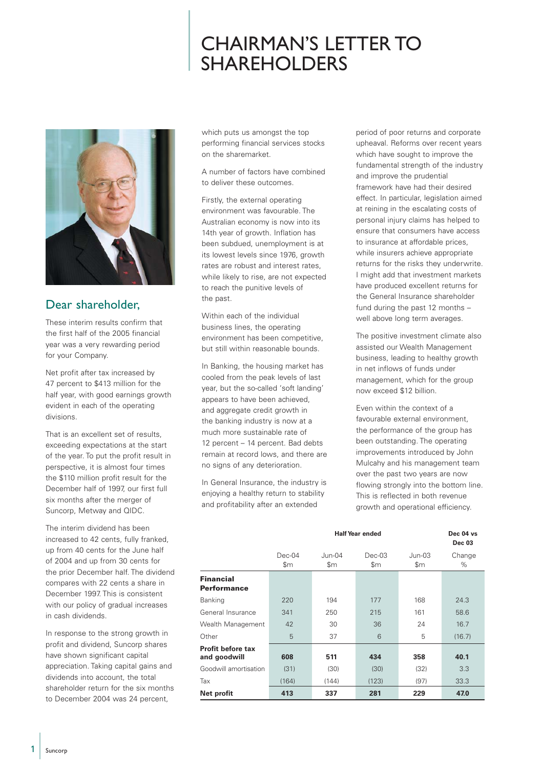# CHAIRMAN'S LETTER TO SHAREHOLDERS

## Dear shareholder,

These interim results confirm that the first half of the 2005 financial year was a very rewarding period for your Company.

Net profit after tax increased by 47 percent to $413 million for the half year, with good earnings growth evident in each of the operating divisions.

That is an excellent set of results, exceeding expectations at the start of the year. To put the profit result in perspective, it is almost four times the $110 million profit result for the December half of 1997, our first full six months after the merger of Suncorp, Metway and QIDC.

The interim dividend has been increased to 42 cents, fully franked, up from 40 cents for the June half of 2004 and up from 30 cents for the prior December half. The dividend compares with 22 cents a share in December 1997. This is consistent with our policy of gradual increases in cash dividends.

In response to the strong growth in profit and dividend, Suncorp shares have shown significant capital appreciation. Taking capital gains and dividends into account, the total shareholder return for the six months to December 2004 was 24 percent, which puts us amongst the top performing financial services stocks on the sharemarket.

A number of factors have combined to deliver these outcomes.

Firstly, the external operating environment was favourable. The Australian economy is now into its 14th year of growth. Inflation has been subdued, unemployment is at its lowest levels since 1976, growth rates are robust and interest rates, while likely to rise, are not expected to reach the punitive levels of the past.

Within each of the individual business lines, the operating environment has been competitive, but still within reasonable bounds.

In Banking, the housing market has cooled from the peak levels of last year, but the so-called 'soft landing' appears to have been achieved, and aggregate credit growth in the banking industry is now at a much more sustainable rate of 12 percent – 14 percent. Bad debts remain at record lows, and there are no signs of any deterioration.

In General Insurance, the industry is enjoying a healthy return to stability and profitability after an extended period of poor returns and corporate upheaval. Reforms over recent years which have sought to improve the fundamental strength of the industry and improve the prudential framework have had their desired effect. In particular, legislation aimed at reining in the escalating costs of personal injury claims has helped to ensure that consumers have access to insurance at affordable prices, while insurers achieve appropriate returns for the risks they underwrite. I might add that investment markets have produced excellent returns for the General Insurance shareholder fund during the past 12 months – well above long term averages.

The positive investment climate also assisted our Wealth Management business, leading to healthy growth in net inflows of funds under management, which for the group now exceed $12 billion.

Even within the context of a favourable external environment, the performance of the group has been outstanding. The operating improvements introduced by John Mulcahy and his management team over the past two years are now flowing strongly into the bottom line. This is reflected in both revenue growth and operational efficiency.

| | Half Year ended | | | | Dec 04 vs Dec 03 |
|---|---|---|---|---|---|
| | Dec-04 $m | Jun-04 $m | Dec-03 $m | Jun-03 $m | Change % |
| **Financial Performance** | | | | | |
| Banking | 220 | 194 | 177 | 168 | 24.3 |
| General Insurance | 341 | 250 | 215 | 161 | 58.6 |
| Wealth Management | 42 | 30 | 36 | 24 | 16.7 |
| Other | 5 | 37 | 6 | 5 | (16.7) |
| **Profit before tax and goodwill** | **608** | **511** | **434** | **358** | **40.1** |
| Goodwill amortisation | (31) | (30) | (30) | (32) | 3.3 |
| Tax | (164) | (144) | (123) | (97) | 33.3 |
| **Net profit** | **413** | **337** | **281** | **229** | **47.0** |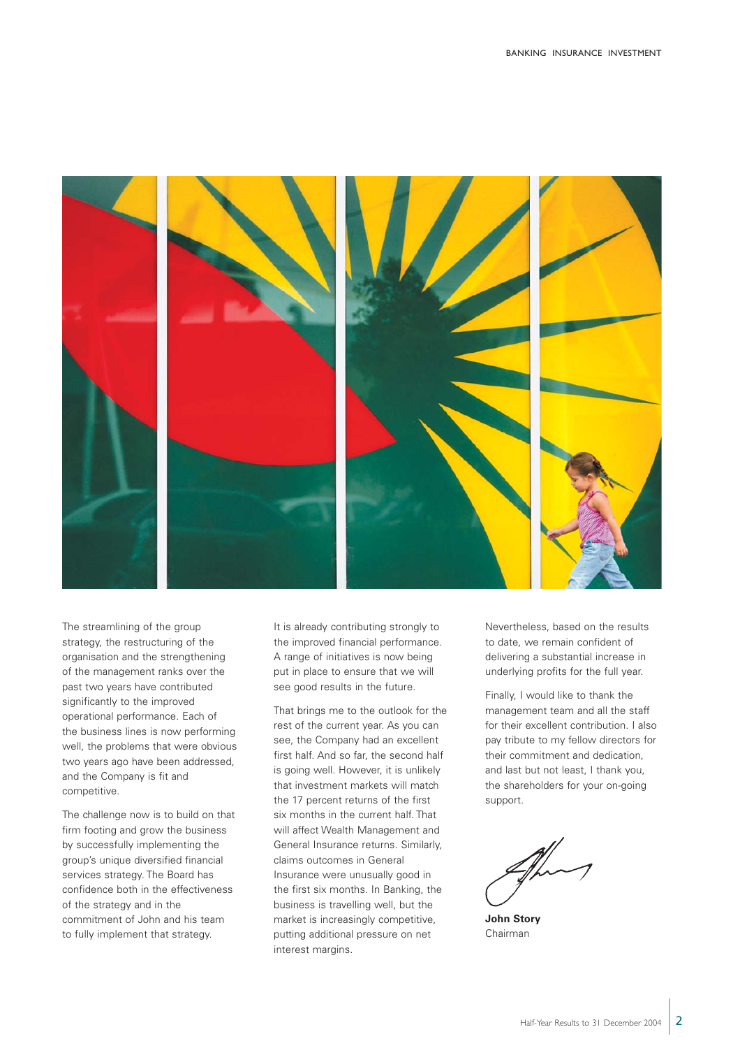The streamlining of the group strategy, the restructuring of the organisation and the strengthening of the management ranks over the past two years have contributed significantly to the improved operational performance. Each of the business lines is now performing well, the problems that were obvious two years ago have been addressed, and the Company is fit and competitive.

The challenge now is to build on that firm footing and grow the business by successfully implementing the group's unique diversified financial services strategy. The Board has confidence both in the effectiveness of the strategy and in the commitment of John and his team to fully implement that strategy.

It is already contributing strongly to the improved financial performance. A range of initiatives is now being put in place to ensure that we will see good results in the future.

That brings me to the outlook for the rest of the current year. As you can see, the Company had an excellent first half. And so far, the second half is going well. However, it is unlikely that investment markets will match the 17 percent returns of the first six months in the current half. That will affect Wealth Management and General Insurance returns. Similarly, claims outcomes in General Insurance were unusually good in the first six months. In Banking, the business is travelling well, but the market is increasingly competitive, putting additional pressure on net interest margins.

Nevertheless, based on the results to date, we remain confident of delivering a substantial increase in underlying profits for the full year.

Finally, I would like to thank the management team and all the staff for their excellent contribution. I also pay tribute to my fellow directors for their commitment and dedication, and last but not least, I thank you, the shareholders for your on-going support.

**John Story**
Chairman